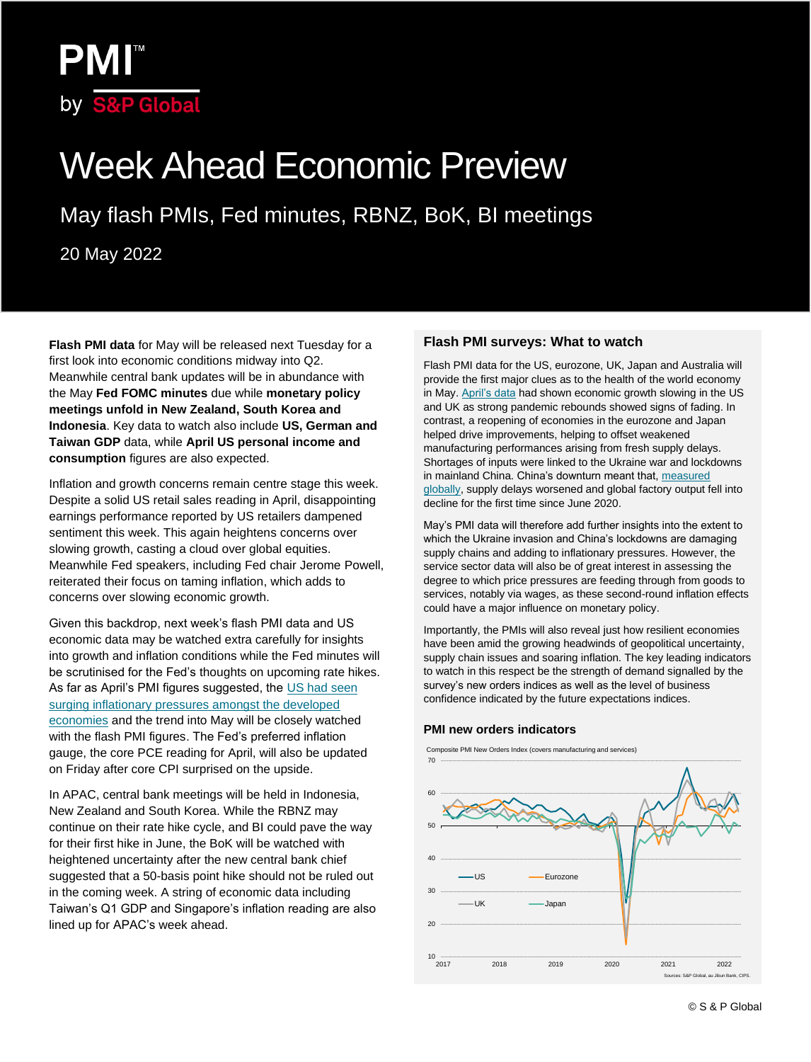# Week Ahead Economic Preview

## May flash PMIs, Fed minutes, RBNZ, BoK, BI meetings

20 May 2022

**Flash PMI data** for May will be released next Tuesday for a first look into economic conditions midway into Q2. Meanwhile central bank updates will be in abundance with the May **Fed FOMC minutes** due while **monetary policy meetings unfold in New Zealand, South Korea and Indonesia**. Key data to watch also include **US, German and Taiwan GDP** data, while **April US personal income and consumption** figures are also expected.

Inflation and growth concerns remain centre stage this week. Despite a solid US retail sales reading in April, disappointing earnings performance reported by US retailers dampened sentiment this week. This again heightens concerns over slowing growth, casting a cloud over global equities. Meanwhile Fed speakers, including Fed chair Jerome Powell, reiterated their focus on taming inflation, which adds to concerns over slowing economic growth.

Given this backdrop, next week's flash PMI data and US economic data may be watched extra carefully for insights into growth and inflation conditions while the Fed minutes will be scrutinised for the Fed's thoughts on upcoming rate hikes. As far as April's PMI figures suggested, the US had seen surging inflationary pressures amongst the developed economies and the trend into May will be closely watched with the flash PMI figures. The Fed's preferred inflation gauge, the core PCE reading for April, will also be updated on Friday after core CPI surprised on the upside.

In APAC, central bank meetings will be held in Indonesia, New Zealand and South Korea. While the RBNZ may continue on their rate hike cycle, and BI could pave the way for their first hike in June, the BoK will be watched with heightened uncertainty after the new central bank chief suggested that a 50-basis point hike should not be ruled out in the coming week. A string of economic data including Taiwan's Q1 GDP and Singapore's inflation reading are also lined up for APAC's week ahead.

### Flash PMI surveys: What to watch

Flash PMI data for the US, eurozone, UK, Japan and Australia will provide the first major clues as to the health of the world economy in May. April's data had shown economic growth slowing in the US and UK as strong pandemic rebounds showed signs of fading. In contrast, a reopening of economies in the eurozone and Japan helped drive improvements, helping to offset weakened manufacturing performances arising from fresh supply delays. Shortages of inputs were linked to the Ukraine war and lockdowns in mainland China. China's downturn meant that, measured globally, supply delays worsened and global factory output fell into decline for the first time since June 2020.

May's PMI data will therefore add further insights into the extent to which the Ukraine invasion and China's lockdowns are damaging supply chains and adding to inflationary pressures. However, the service sector data will also be of great interest in assessing the degree to which price pressures are feeding through from goods to services, notably via wages, as these second-round inflation effects could have a major influence on monetary policy.

Importantly, the PMIs will also reveal just how resilient economies have been amid the growing headwinds of geopolitical uncertainty, supply chain issues and soaring inflation. The key leading indicators to watch in this respect be the strength of demand signalled by the survey's new orders indices as well as the level of business confidence indicated by the future expectations indices.

### PMI new orders indicators

Composite PMI New Orders Index (covers manufacturing and services)

Sources: S&P Global, au Jibun Bank, CIPS.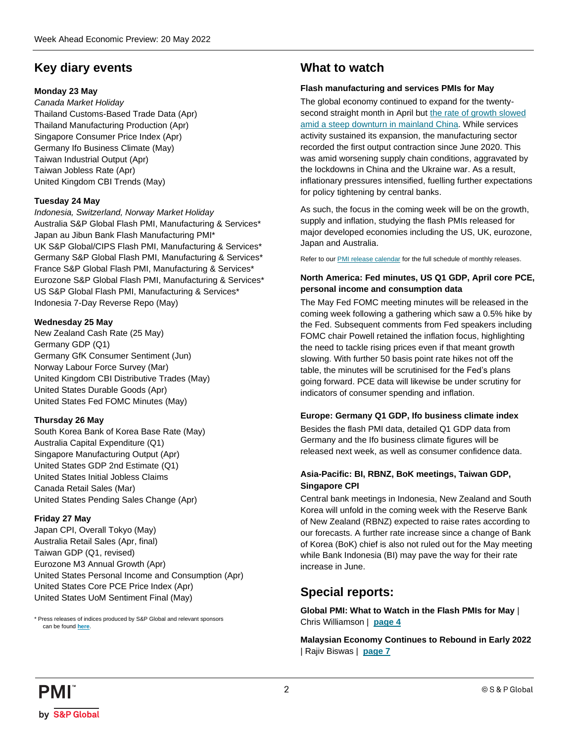# Key diary events

**Monday 23 May**

*Canada Market Holiday*
Thailand Customs-Based Trade Data (Apr)
Thailand Manufacturing Production (Apr)
Singapore Consumer Price Index (Apr)
Germany Ifo Business Climate (May)
Taiwan Industrial Output (Apr)
Taiwan Jobless Rate (Apr)
United Kingdom CBI Trends (May)

**Tuesday 24 May**

*Indonesia, Switzerland, Norway Market Holiday*
Australia S&P Global Flash PMI, Manufacturing & Services*
Japan au Jibun Bank Flash Manufacturing PMI*
UK S&P Global/CIPS Flash PMI, Manufacturing & Services*
Germany S&P Global Flash PMI, Manufacturing & Services*
France S&P Global Flash PMI, Manufacturing & Services*
Eurozone S&P Global Flash PMI, Manufacturing & Services*
US S&P Global Flash PMI, Manufacturing & Services*
Indonesia 7-Day Reverse Repo (May)

**Wednesday 25 May**

New Zealand Cash Rate (25 May)
Germany GDP (Q1)
Germany GfK Consumer Sentiment (Jun)
Norway Labour Force Survey (Mar)
United Kingdom CBI Distributive Trades (May)
United States Durable Goods (Apr)
United States Fed FOMC Minutes (May)

**Thursday 26 May**

South Korea Bank of Korea Base Rate (May)
Australia Capital Expenditure (Q1)
Singapore Manufacturing Output (Apr)
United States GDP 2nd Estimate (Q1)
United States Initial Jobless Claims
Canada Retail Sales (Mar)
United States Pending Sales Change (Apr)

**Friday 27 May**

Japan CPI, Overall Tokyo (May)
Australia Retail Sales (Apr, final)
Taiwan GDP (Q1, revised)
Eurozone M3 Annual Growth (Apr)
United States Personal Income and Consumption (Apr)
United States Core PCE Price Index (Apr)
United States UoM Sentiment Final (May)

\* Press releases of indices produced by S&P Global and relevant sponsors can be found **here**.

# What to watch

### Flash manufacturing and services PMIs for May

The global economy continued to expand for the twenty-second straight month in April but the rate of growth slowed amid a steep downturn in mainland China. While services activity sustained its expansion, the manufacturing sector recorded the first output contraction since June 2020. This was amid worsening supply chain conditions, aggravated by the lockdowns in China and the Ukraine war. As a result, inflationary pressures intensified, fuelling further expectations for policy tightening by central banks.

As such, the focus in the coming week will be on the growth, supply and inflation, studying the flash PMIs released for major developed economies including the US, UK, eurozone, Japan and Australia.

Refer to our PMI release calendar for the full schedule of monthly releases.

### North America: Fed minutes, US Q1 GDP, April core PCE, personal income and consumption data

The May Fed FOMC meeting minutes will be released in the coming week following a gathering which saw a 0.5% hike by the Fed. Subsequent comments from Fed speakers including FOMC chair Powell retained the inflation focus, highlighting the need to tackle rising prices even if that meant growth slowing. With further 50 basis point rate hikes not off the table, the minutes will be scrutinised for the Fed's plans going forward. PCE data will likewise be under scrutiny for indicators of consumer spending and inflation.

### Europe: Germany Q1 GDP, Ifo business climate index

Besides the flash PMI data, detailed Q1 GDP data from Germany and the Ifo business climate figures will be released next week, as well as consumer confidence data.

### Asia-Pacific: BI, RBNZ, BoK meetings, Taiwan GDP, Singapore CPI

Central bank meetings in Indonesia, New Zealand and South Korea will unfold in the coming week with the Reserve Bank of New Zealand (RBNZ) expected to raise rates according to our forecasts. A further rate increase since a change of Bank of Korea (BoK) chief is also not ruled out for the May meeting while Bank Indonesia (BI) may pave the way for their rate increase in June.

# Special reports:

**Global PMI: What to Watch in the Flash PMIs for May** | Chris Williamson | **page 4**

**Malaysian Economy Continues to Rebound in Early 2022** | Rajiv Biswas | **page 7**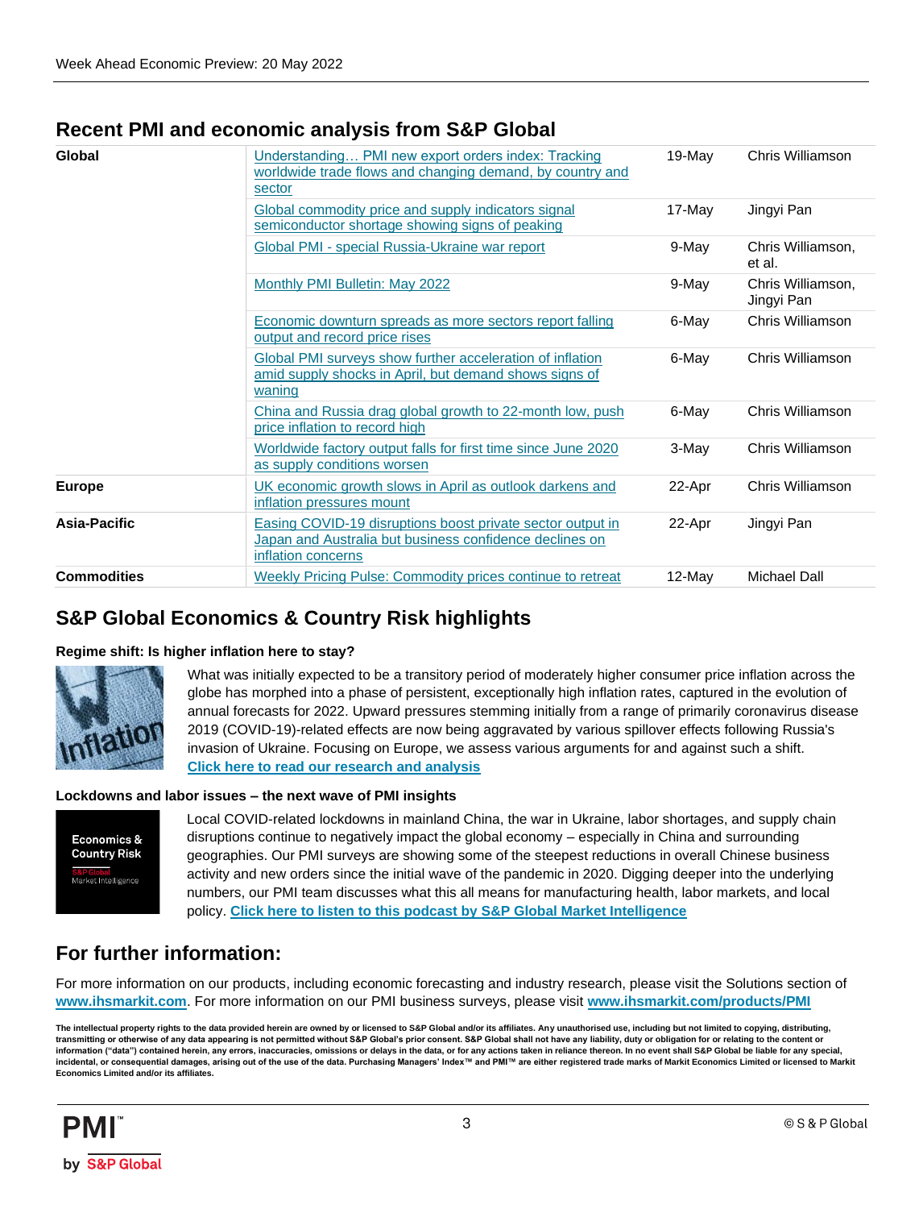## Recent PMI and economic analysis from S&P Global

| | | | |
|---|---|---|---|
| **Global** | Understanding… PMI new export orders index: Tracking worldwide trade flows and changing demand, by country and sector | 19-May | Chris Williamson |
| | Global commodity price and supply indicators signal semiconductor shortage showing signs of peaking | 17-May | Jingyi Pan |
| | Global PMI - special Russia-Ukraine war report | 9-May | Chris Williamson, et al. |
| | Monthly PMI Bulletin: May 2022 | 9-May | Chris Williamson, Jingyi Pan |
| | Economic downturn spreads as more sectors report falling output and record price rises | 6-May | Chris Williamson |
| | Global PMI surveys show further acceleration of inflation amid supply shocks in April, but demand shows signs of waning | 6-May | Chris Williamson |
| | China and Russia drag global growth to 22-month low, push price inflation to record high | 6-May | Chris Williamson |
| | Worldwide factory output falls for first time since June 2020 as supply conditions worsen | 3-May | Chris Williamson |
| **Europe** | UK economic growth slows in April as outlook darkens and inflation pressures mount | 22-Apr | Chris Williamson |
| **Asia-Pacific** | Easing COVID-19 disruptions boost private sector output in Japan and Australia but business confidence declines on inflation concerns | 22-Apr | Jingyi Pan |
| **Commodities** | Weekly Pricing Pulse: Commodity prices continue to retreat | 12-May | Michael Dall |

## S&P Global Economics & Country Risk highlights

### Regime shift: Is higher inflation here to stay?

What was initially expected to be a transitory period of moderately higher consumer price inflation across the globe has morphed into a phase of persistent, exceptionally high inflation rates, captured in the evolution of annual forecasts for 2022. Upward pressures stemming initially from a range of primarily coronavirus disease 2019 (COVID-19)-related effects are now being aggravated by various spillover effects following Russia's invasion of Ukraine. Focusing on Europe, we assess various arguments for and against such a shift. **Click here to read our research and analysis**

### Lockdowns and labor issues – the next wave of PMI insights

Local COVID-related lockdowns in mainland China, the war in Ukraine, labor shortages, and supply chain disruptions continue to negatively impact the global economy – especially in China and surrounding geographies. Our PMI surveys are showing some of the steepest reductions in overall Chinese business activity and new orders since the initial wave of the pandemic in 2020. Digging deeper into the underlying numbers, our PMI team discusses what this all means for manufacturing health, labor markets, and local policy. **Click here to listen to this podcast by S&P Global Market Intelligence**

## For further information:

For more information on our products, including economic forecasting and industry research, please visit the Solutions section of **www.ihsmarkit.com**. For more information on our PMI business surveys, please visit **www.ihsmarkit.com/products/PMI**

**The intellectual property rights to the data provided herein are owned by or licensed to S&P Global and/or its affiliates. Any unauthorised use, including but not limited to copying, distributing, transmitting or otherwise of any data appearing is not permitted without S&P Global's prior consent. S&P Global shall not have any liability, duty or obligation for or relating to the content or information ("data") contained herein, any errors, inaccuracies, omissions or delays in the data, or for any actions taken in reliance thereon. In no event shall S&P Global be liable for any special, incidental, or consequential damages, arising out of the use of the data. Purchasing Managers' Index™ and PMI™ are either registered trade marks of Markit Economics Limited or licensed to Markit Economics Limited and/or its affiliates.**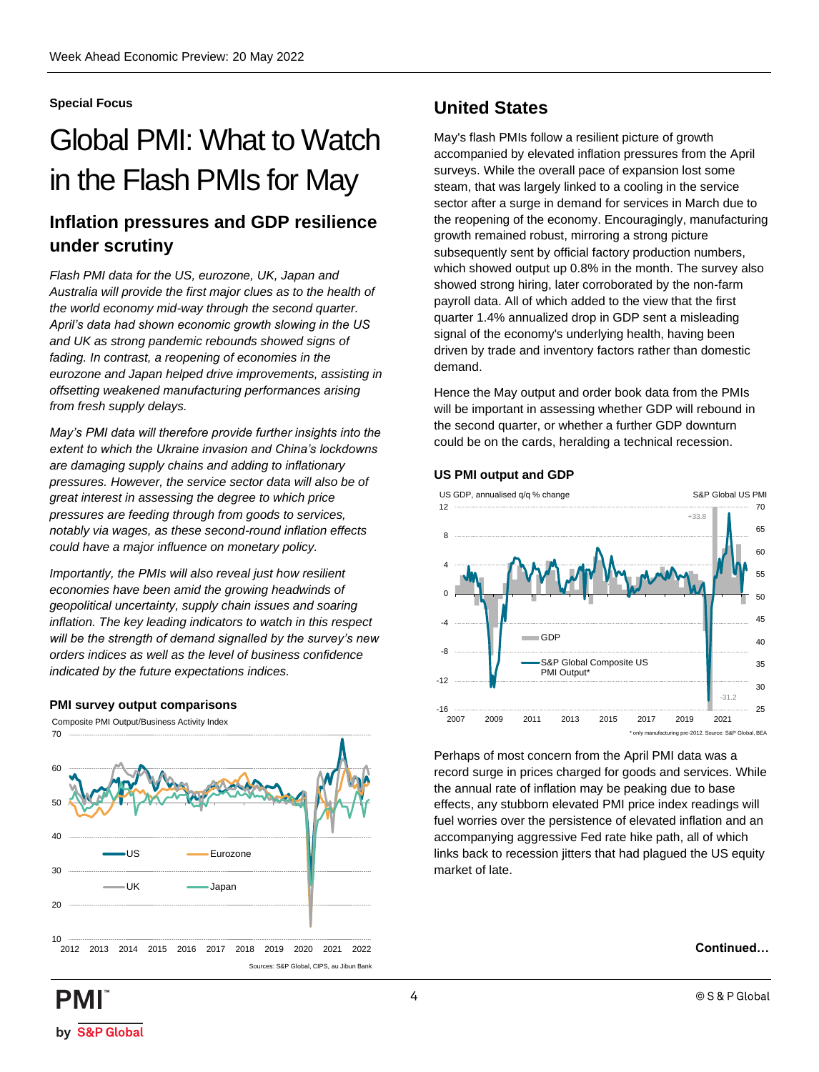**Special Focus**

# Global PMI: What to Watch in the Flash PMIs for May

## Inflation pressures and GDP resilience under scrutiny

*Flash PMI data for the US, eurozone, UK, Japan and Australia will provide the first major clues as to the health of the world economy mid-way through the second quarter. April's data had shown economic growth slowing in the US and UK as strong pandemic rebounds showed signs of fading. In contrast, a reopening of economies in the eurozone and Japan helped drive improvements, assisting in offsetting weakened manufacturing performances arising from fresh supply delays.*

*May's PMI data will therefore provide further insights into the extent to which the Ukraine invasion and China's lockdowns are damaging supply chains and adding to inflationary pressures. However, the service sector data will also be of great interest in assessing the degree to which price pressures are feeding through from goods to services, notably via wages, as these second-round inflation effects could have a major influence on monetary policy.*

*Importantly, the PMIs will also reveal just how resilient economies have been amid the growing headwinds of geopolitical uncertainty, supply chain issues and soaring inflation. The key leading indicators to watch in this respect will be the strength of demand signalled by the survey's new orders indices as well as the level of business confidence indicated by the future expectations indices.*

**PMI survey output comparisons**

Composite PMI Output/Business Activity Index

Sources: S&P Global, CIPS, au Jibun Bank

## United States

May's flash PMIs follow a resilient picture of growth accompanied by elevated inflation pressures from the April surveys. While the overall pace of expansion lost some steam, that was largely linked to a cooling in the service sector after a surge in demand for services in March due to the reopening of the economy. Encouragingly, manufacturing growth remained robust, mirroring a strong picture subsequently sent by official factory production numbers, which showed output up 0.8% in the month. The survey also showed strong hiring, later corroborated by the non-farm payroll data. All of which added to the view that the first quarter 1.4% annualized drop in GDP sent a misleading signal of the economy's underlying health, having been driven by trade and inventory factors rather than domestic demand.

Hence the May output and order book data from the PMIs will be important in assessing whether GDP will rebound in the second quarter, or whether a further GDP downturn could be on the cards, heralding a technical recession.

**US PMI output and GDP**

\* only manufacturing pre-2012. Source: S&P Global, BEA

Perhaps of most concern from the April PMI data was a record surge in prices charged for goods and services. While the annual rate of inflation may be peaking due to base effects, any stubborn elevated PMI price index readings will fuel worries over the persistence of elevated inflation and an accompanying aggressive Fed rate hike path, all of which links back to recession jitters that had plagued the US equity market of late.

**Continued…**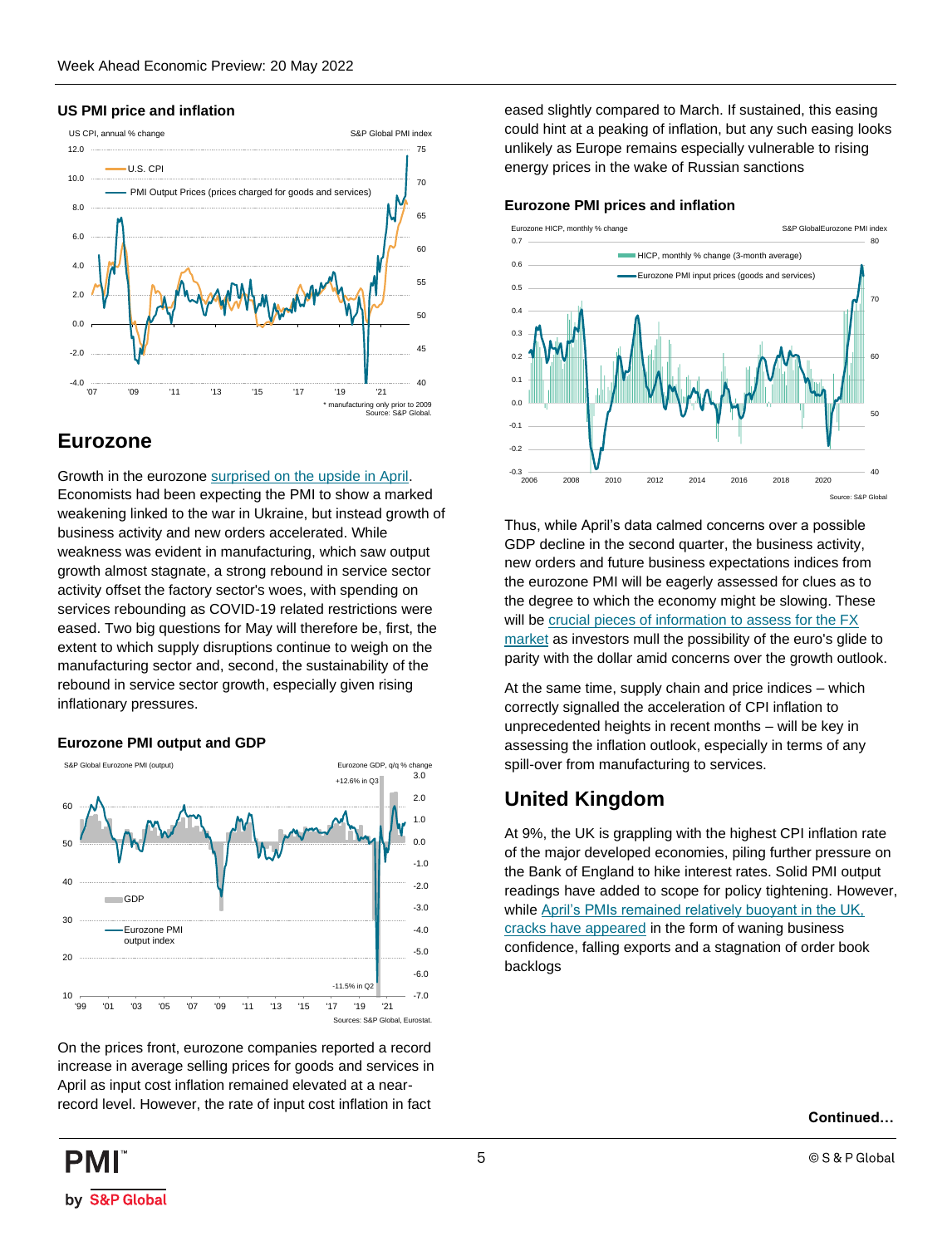### US PMI price and inflation

### Eurozone

Growth in the eurozone [surprised on the upside in April](). Economists had been expecting the PMI to show a marked weakening linked to the war in Ukraine, but instead growth of business activity and new orders accelerated. While weakness was evident in manufacturing, which saw output growth almost stagnate, a strong rebound in service sector activity offset the factory sector's woes, with spending on services rebounding as COVID-19 related restrictions were eased. Two big questions for May will therefore be, first, the extent to which supply disruptions continue to weigh on the manufacturing sector and, second, the sustainability of the rebound in service sector growth, especially given rising inflationary pressures.

### Eurozone PMI output and GDP

On the prices front, eurozone companies reported a record increase in average selling prices for goods and services in April as input cost inflation remained elevated at a near-record level. However, the rate of input cost inflation in fact eased slightly compared to March. If sustained, this easing could hint at a peaking of inflation, but any such easing looks unlikely as Europe remains especially vulnerable to rising energy prices in the wake of Russian sanctions

### Eurozone PMI prices and inflation

Thus, while April's data calmed concerns over a possible GDP decline in the second quarter, the business activity, new orders and future business expectations indices from the eurozone PMI will be eagerly assessed for clues as to the degree to which the economy might be slowing. These will be [crucial pieces of information to assess for the FX market]() as investors mull the possibility of the euro's glide to parity with the dollar amid concerns over the growth outlook.

At the same time, supply chain and price indices – which correctly signalled the acceleration of CPI inflation to unprecedented heights in recent months – will be key in assessing the inflation outlook, especially in terms of any spill-over from manufacturing to services.

## United Kingdom

At 9%, the UK is grappling with the highest CPI inflation rate of the major developed economies, piling further pressure on the Bank of England to hike interest rates. Solid PMI output readings have added to scope for policy tightening. However, while [April's PMIs remained relatively buoyant in the UK, cracks have appeared]() in the form of waning business confidence, falling exports and a stagnation of order book backlogs

**Continued…**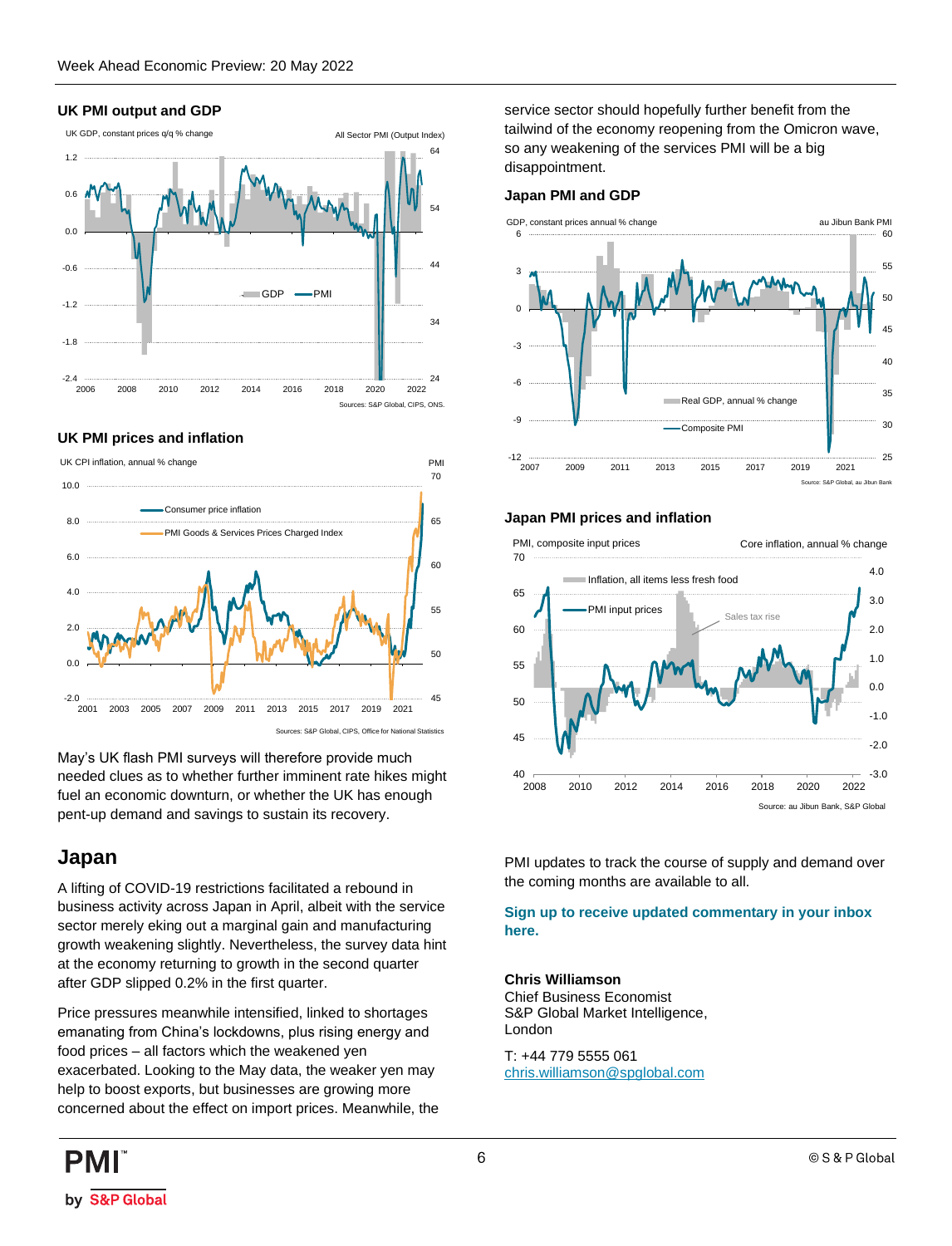### UK PMI output and GDP

UK GDP, constant prices q/q % change — All Sector PMI (Output Index)

Sources: S&P Global, CIPS, ONS.

### UK PMI prices and inflation

UK CPI inflation, annual % change — PMI

Sources: S&P Global, CIPS, Office for National Statistics

May's UK flash PMI surveys will therefore provide much needed clues as to whether further imminent rate hikes might fuel an economic downturn, or whether the UK has enough pent-up demand and savings to sustain its recovery.

## Japan

A lifting of COVID-19 restrictions facilitated a rebound in business activity across Japan in April, albeit with the service sector merely eking out a marginal gain and manufacturing growth weakening slightly. Nevertheless, the survey data hint at the economy returning to growth in the second quarter after GDP slipped 0.2% in the first quarter.

Price pressures meanwhile intensified, linked to shortages emanating from China's lockdowns, plus rising energy and food prices – all factors which the weakened yen exacerbated. Looking to the May data, the weaker yen may help to boost exports, but businesses are growing more concerned about the effect on import prices. Meanwhile, the service sector should hopefully further benefit from the tailwind of the economy reopening from the Omicron wave, so any weakening of the services PMI will be a big disappointment.

### Japan PMI and GDP

GDP, constant prices annual % change — au Jibun Bank PMI

Source: S&P Global, au Jibun Bank

### Japan PMI prices and inflation

PMI, composite input prices — Core inflation, annual % change

Source: au Jibun Bank, S&P Global

PMI updates to track the course of supply and demand over the coming months are available to all.

**Sign up to receive updated commentary in your inbox here.**

**Chris Williamson**
Chief Business Economist
S&P Global Market Intelligence,
London

T: +44 779 5555 061
chris.williamson@spglobal.com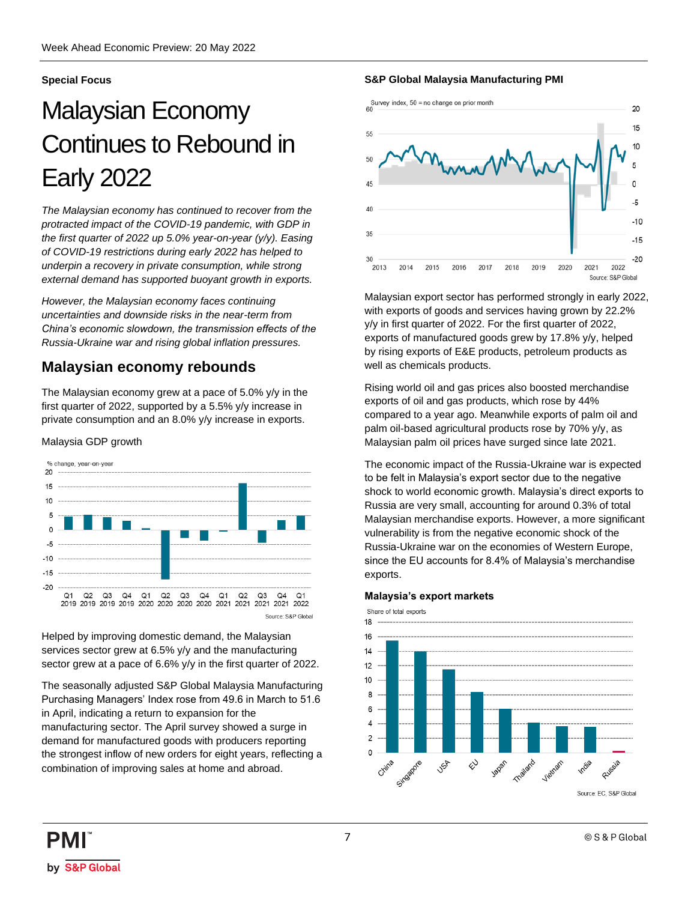## Special Focus

# Malaysian Economy Continues to Rebound in Early 2022

*The Malaysian economy has continued to recover from the protracted impact of the COVID-19 pandemic, with GDP in the first quarter of 2022 up 5.0% year-on-year (y/y). Easing of COVID-19 restrictions during early 2022 has helped to underpin a recovery in private consumption, while strong external demand has supported buoyant growth in exports.*

*However, the Malaysian economy faces continuing uncertainties and downside risks in the near-term from China's economic slowdown, the transmission effects of the Russia-Ukraine war and rising global inflation pressures.*

## Malaysian economy rebounds

The Malaysian economy grew at a pace of 5.0% y/y in the first quarter of 2022, supported by a 5.5% y/y increase in private consumption and an 8.0% y/y increase in exports.

Malaysia GDP growth

Source: S&P Global

Helped by improving domestic demand, the Malaysian services sector grew at 6.5% y/y and the manufacturing sector grew at a pace of 6.6% y/y in the first quarter of 2022.

The seasonally adjusted S&P Global Malaysia Manufacturing Purchasing Managers' Index rose from 49.6 in March to 51.6 in April, indicating a return to expansion for the manufacturing sector. The April survey showed a surge in demand for manufactured goods with producers reporting the strongest inflow of new orders for eight years, reflecting a combination of improving sales at home and abroad.

**S&P Global Malaysia Manufacturing PMI**

Source: S&P Global

Malaysian export sector has performed strongly in early 2022, with exports of goods and services having grown by 22.2% y/y in first quarter of 2022. For the first quarter of 2022, exports of manufactured goods grew by 17.8% y/y, helped by rising exports of E&E products, petroleum products as well as chemicals products.

Rising world oil and gas prices also boosted merchandise exports of oil and gas products, which rose by 44% compared to a year ago. Meanwhile exports of palm oil and palm oil-based agricultural products rose by 70% y/y, as Malaysian palm oil prices have surged since late 2021.

The economic impact of the Russia-Ukraine war is expected to be felt in Malaysia's export sector due to the negative shock to world economic growth. Malaysia's direct exports to Russia are very small, accounting for around 0.3% of total Malaysian merchandise exports. However, a more significant vulnerability is from the negative economic shock of the Russia-Ukraine war on the economies of Western Europe, since the EU accounts for 8.4% of Malaysia's merchandise exports.

**Malaysia's export markets**

Source: EC, S&P Global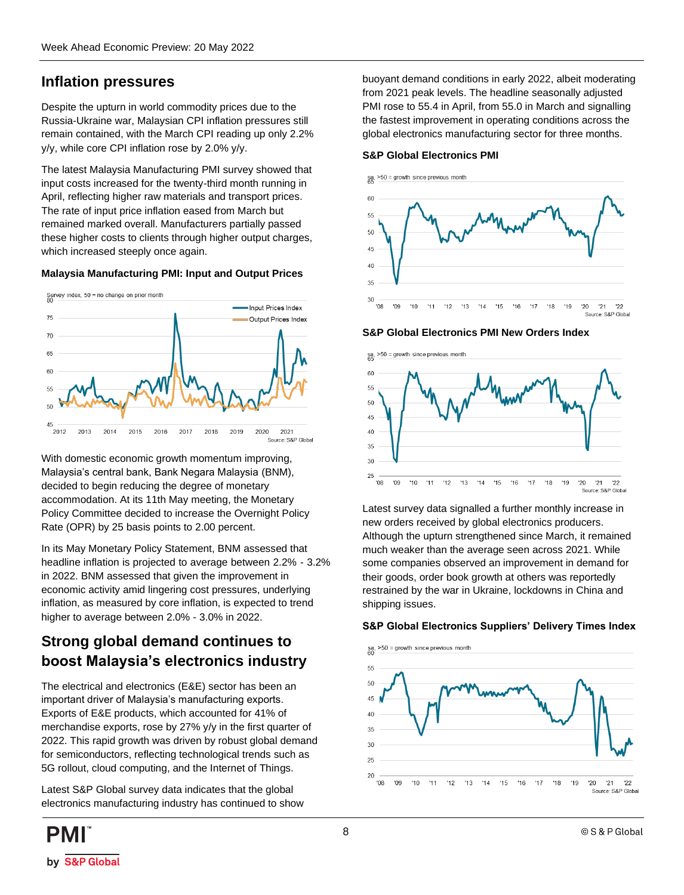## Inflation pressures

Despite the upturn in world commodity prices due to the Russia-Ukraine war, Malaysian CPI inflation pressures still remain contained, with the March CPI reading up only 2.2% y/y, while core CPI inflation rose by 2.0% y/y.

The latest Malaysia Manufacturing PMI survey showed that input costs increased for the twenty-third month running in April, reflecting higher raw materials and transport prices. The rate of input price inflation eased from March but remained marked overall. Manufacturers partially passed these higher costs to clients through higher output charges, which increased steeply once again.

**Malaysia Manufacturing PMI: Input and Output Prices**

With domestic economic growth momentum improving, Malaysia's central bank, Bank Negara Malaysia (BNM), decided to begin reducing the degree of monetary accommodation. At its 11th May meeting, the Monetary Policy Committee decided to increase the Overnight Policy Rate (OPR) by 25 basis points to 2.00 percent.

In its May Monetary Policy Statement, BNM assessed that headline inflation is projected to average between 2.2% - 3.2% in 2022. BNM assessed that given the improvement in economic activity amid lingering cost pressures, underlying inflation, as measured by core inflation, is expected to trend higher to average between 2.0% - 3.0% in 2022.

## Strong global demand continues to boost Malaysia's electronics industry

The electrical and electronics (E&E) sector has been an important driver of Malaysia's manufacturing exports. Exports of E&E products, which accounted for 41% of merchandise exports, rose by 27% y/y in the first quarter of 2022. This rapid growth was driven by robust global demand for semiconductors, reflecting technological trends such as 5G rollout, cloud computing, and the Internet of Things.

Latest S&P Global survey data indicates that the global electronics manufacturing industry has continued to show buoyant demand conditions in early 2022, albeit moderating from 2021 peak levels. The headline seasonally adjusted PMI rose to 55.4 in April, from 55.0 in March and signalling the fastest improvement in operating conditions across the global electronics manufacturing sector for three months.

**S&P Global Electronics PMI**

**S&P Global Electronics PMI New Orders Index**

Latest survey data signalled a further monthly increase in new orders received by global electronics producers. Although the upturn strengthened since March, it remained much weaker than the average seen across 2021. While some companies observed an improvement in demand for their goods, order book growth at others was reportedly restrained by the war in Ukraine, lockdowns in China and shipping issues.

**S&P Global Electronics Suppliers' Delivery Times Index**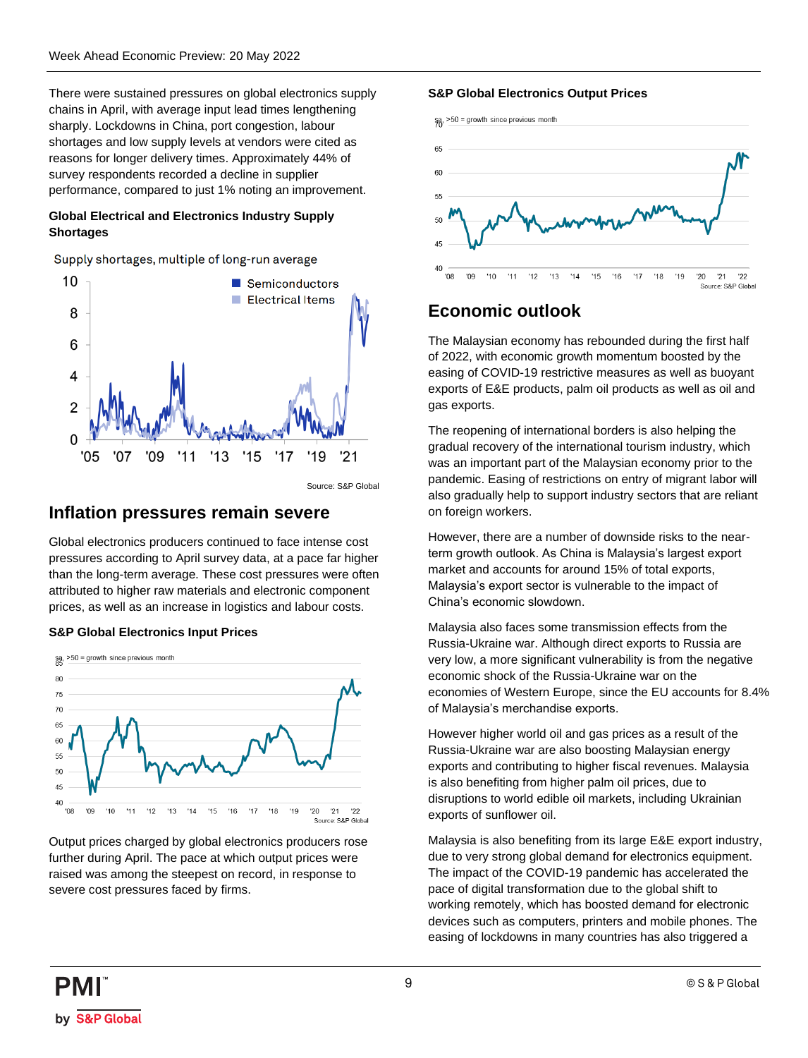There were sustained pressures on global electronics supply chains in April, with average input lead times lengthening sharply. Lockdowns in China, port congestion, labour shortages and low supply levels at vendors were cited as reasons for longer delivery times. Approximately 44% of survey respondents recorded a decline in supplier performance, compared to just 1% noting an improvement.

**Global Electrical and Electronics Industry Supply Shortages**

Source: S&P Global

## Inflation pressures remain severe

Global electronics producers continued to face intense cost pressures according to April survey data, at a pace far higher than the long-term average. These cost pressures were often attributed to higher raw materials and electronic component prices, as well as an increase in logistics and labour costs.

**S&P Global Electronics Input Prices**

Output prices charged by global electronics producers rose further during April. The pace at which output prices were raised was among the steepest on record, in response to severe cost pressures faced by firms.

**S&P Global Electronics Output Prices**

## Economic outlook

The Malaysian economy has rebounded during the first half of 2022, with economic growth momentum boosted by the easing of COVID-19 restrictive measures as well as buoyant exports of E&E products, palm oil products as well as oil and gas exports.

The reopening of international borders is also helping the gradual recovery of the international tourism industry, which was an important part of the Malaysian economy prior to the pandemic. Easing of restrictions on entry of migrant labor will also gradually help to support industry sectors that are reliant on foreign workers.

However, there are a number of downside risks to the near-term growth outlook. As China is Malaysia's largest export market and accounts for around 15% of total exports, Malaysia's export sector is vulnerable to the impact of China's economic slowdown.

Malaysia also faces some transmission effects from the Russia-Ukraine war. Although direct exports to Russia are very low, a more significant vulnerability is from the negative economic shock of the Russia-Ukraine war on the economies of Western Europe, since the EU accounts for 8.4% of Malaysia's merchandise exports.

However higher world oil and gas prices as a result of the Russia-Ukraine war are also boosting Malaysian energy exports and contributing to higher fiscal revenues. Malaysia is also benefiting from higher palm oil prices, due to disruptions to world edible oil markets, including Ukrainian exports of sunflower oil.

Malaysia is also benefiting from its large E&E export industry, due to very strong global demand for electronics equipment. The impact of the COVID-19 pandemic has accelerated the pace of digital transformation due to the global shift to working remotely, which has boosted demand for electronic devices such as computers, printers and mobile phones. The easing of lockdowns in many countries has also triggered a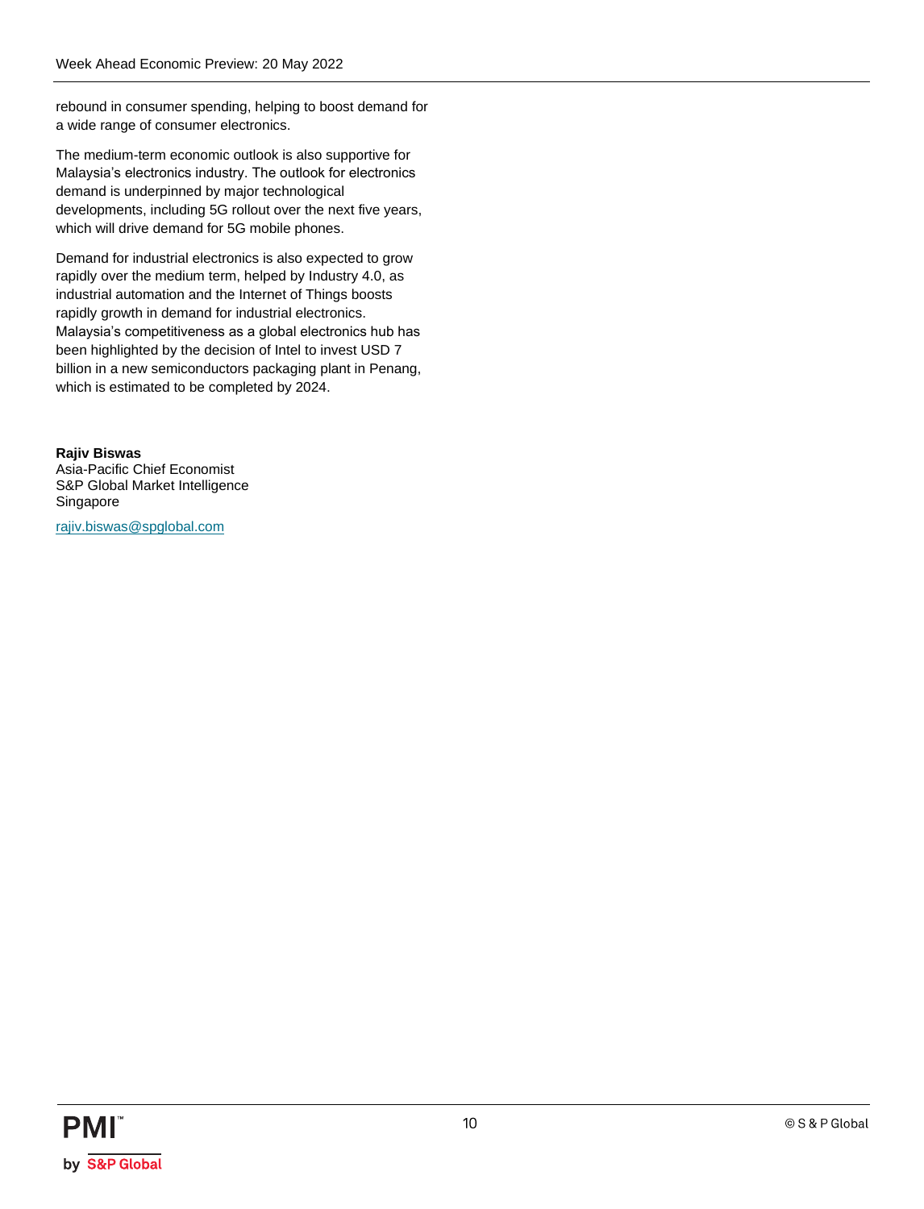rebound in consumer spending, helping to boost demand for a wide range of consumer electronics.

The medium-term economic outlook is also supportive for Malaysia's electronics industry. The outlook for electronics demand is underpinned by major technological developments, including 5G rollout over the next five years, which will drive demand for 5G mobile phones.

Demand for industrial electronics is also expected to grow rapidly over the medium term, helped by Industry 4.0, as industrial automation and the Internet of Things boosts rapidly growth in demand for industrial electronics. Malaysia's competitiveness as a global electronics hub has been highlighted by the decision of Intel to invest USD 7 billion in a new semiconductors packaging plant in Penang, which is estimated to be completed by 2024.

**Rajiv Biswas**
Asia-Pacific Chief Economist
S&P Global Market Intelligence
Singapore

rajiv.biswas@spglobal.com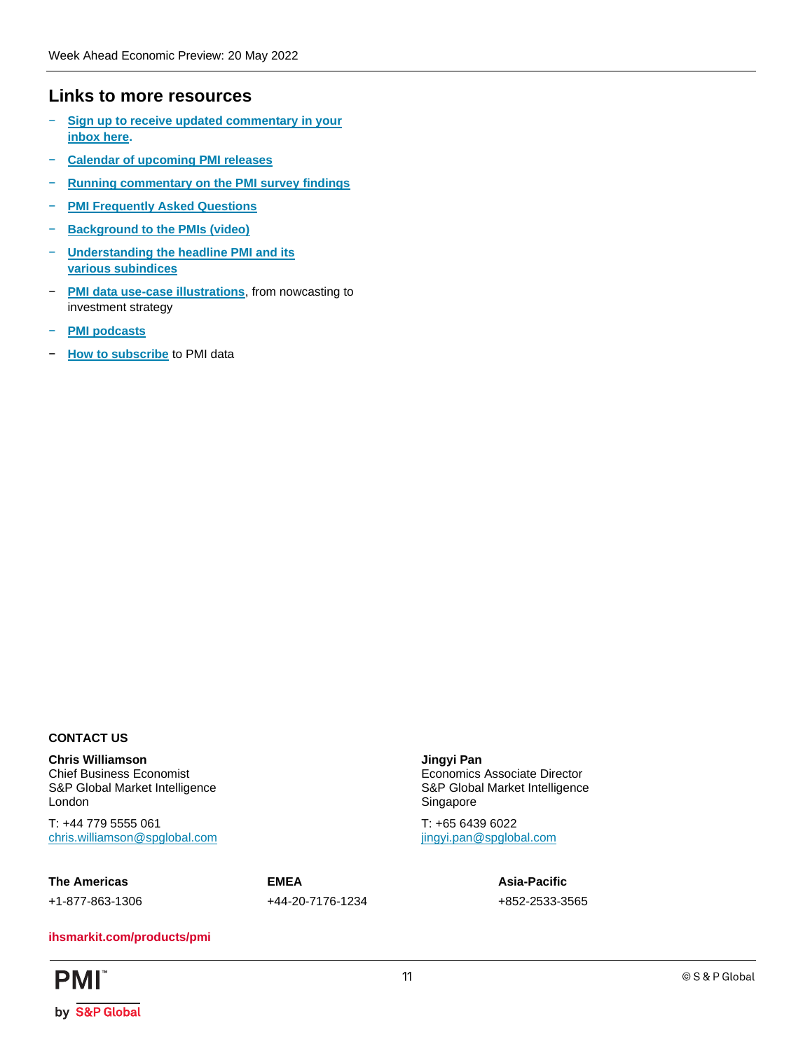## Links to more resources

- **Sign up to receive updated commentary in your inbox here.**
- **Calendar of upcoming PMI releases**
- **Running commentary on the PMI survey findings**
- **PMI Frequently Asked Questions**
- **Background to the PMIs (video)**
- **Understanding the headline PMI and its various subindices**
- **PMI data use-case illustrations**, from nowcasting to investment strategy
- **PMI podcasts**
- **How to subscribe** to PMI data

**CONTACT US**

**Chris Williamson**
Chief Business Economist
S&P Global Market Intelligence
London

T: +44 779 5555 061
chris.williamson@spglobal.com

**Jingyi Pan**
Economics Associate Director
S&P Global Market Intelligence
Singapore

T: +65 6439 6022
jingyi.pan@spglobal.com

**The Americas**
+1-877-863-1306

**EMEA**
+44-20-7176-1234

**Asia-Pacific**
+852-2533-3565

**ihsmarkit.com/products/pmi**